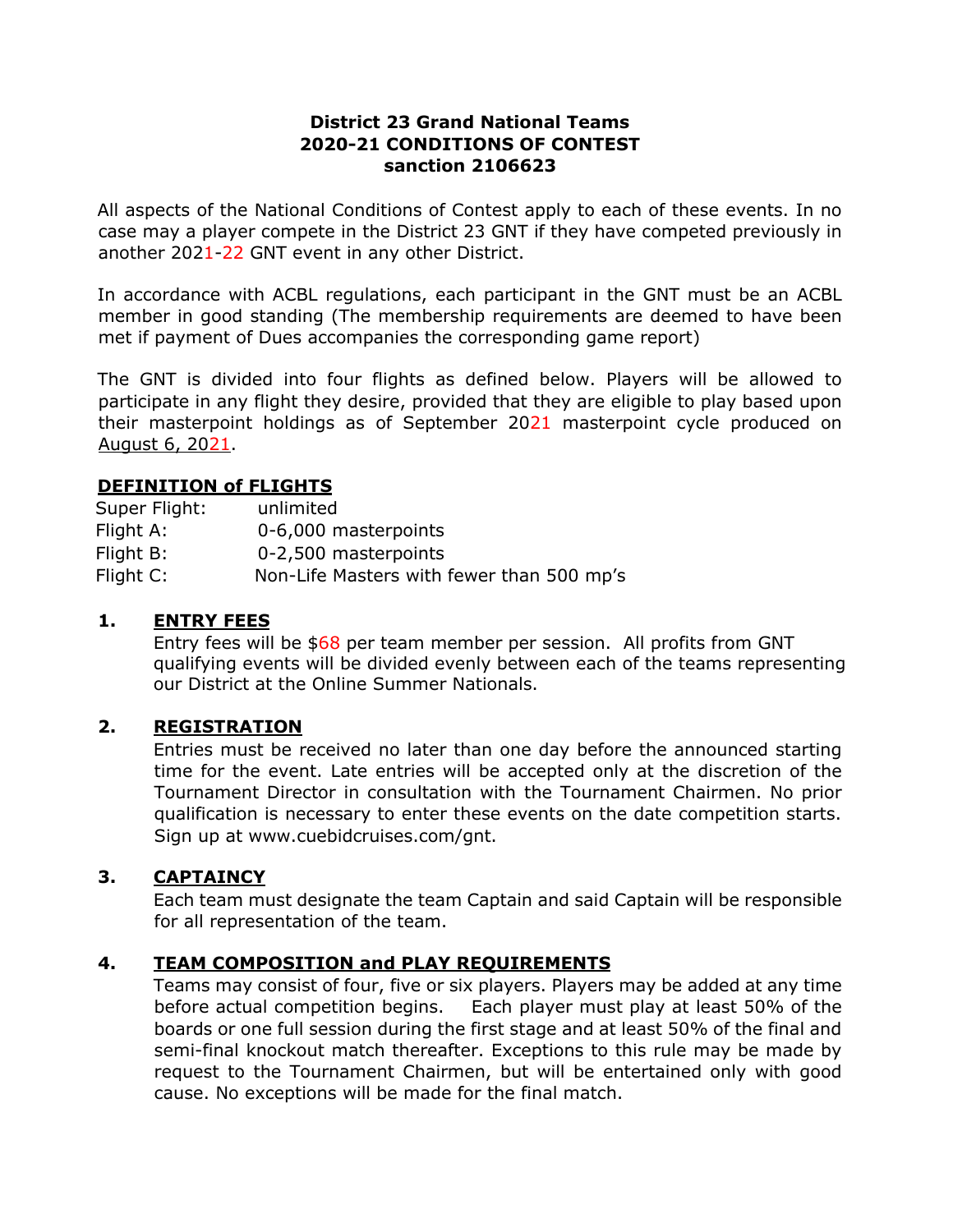# District 23 Grand National Teams
# 2020-21 CONDITIONS OF CONTEST
# sanction 2106623

All aspects of the National Conditions of Contest apply to each of these events. In no case may a player compete in the District 23 GNT if they have competed previously in another 2021-22 GNT event in any other District.

In accordance with ACBL regulations, each participant in the GNT must be an ACBL member in good standing (The membership requirements are deemed to have been met if payment of Dues accompanies the corresponding game report)

The GNT is divided into four flights as defined below. Players will be allowed to participate in any flight they desire, provided that they are eligible to play based upon their masterpoint holdings as of September 2021 masterpoint cycle produced on August 6, 2021.

## DEFINITION of FLIGHTS

| | |
|---|---|
| Super Flight: | unlimited |
| Flight A: | 0-6,000 masterpoints |
| Flight B: | 0-2,500 masterpoints |
| Flight C: | Non-Life Masters with fewer than 500 mp's |

### 1. ENTRY FEES

Entry fees will be $68 per team member per session. All profits from GNT qualifying events will be divided evenly between each of the teams representing our District at the Online Summer Nationals.

### 2. REGISTRATION

Entries must be received no later than one day before the announced starting time for the event. Late entries will be accepted only at the discretion of the Tournament Director in consultation with the Tournament Chairmen. No prior qualification is necessary to enter these events on the date competition starts. Sign up at www.cuebidcruises.com/gnt.

### 3. CAPTAINCY

Each team must designate the team Captain and said Captain will be responsible for all representation of the team.

### 4. TEAM COMPOSITION and PLAY REQUIREMENTS

Teams may consist of four, five or six players. Players may be added at any time before actual competition begins. Each player must play at least 50% of the boards or one full session during the first stage and at least 50% of the final and semi-final knockout match thereafter. Exceptions to this rule may be made by request to the Tournament Chairmen, but will be entertained only with good cause. No exceptions will be made for the final match.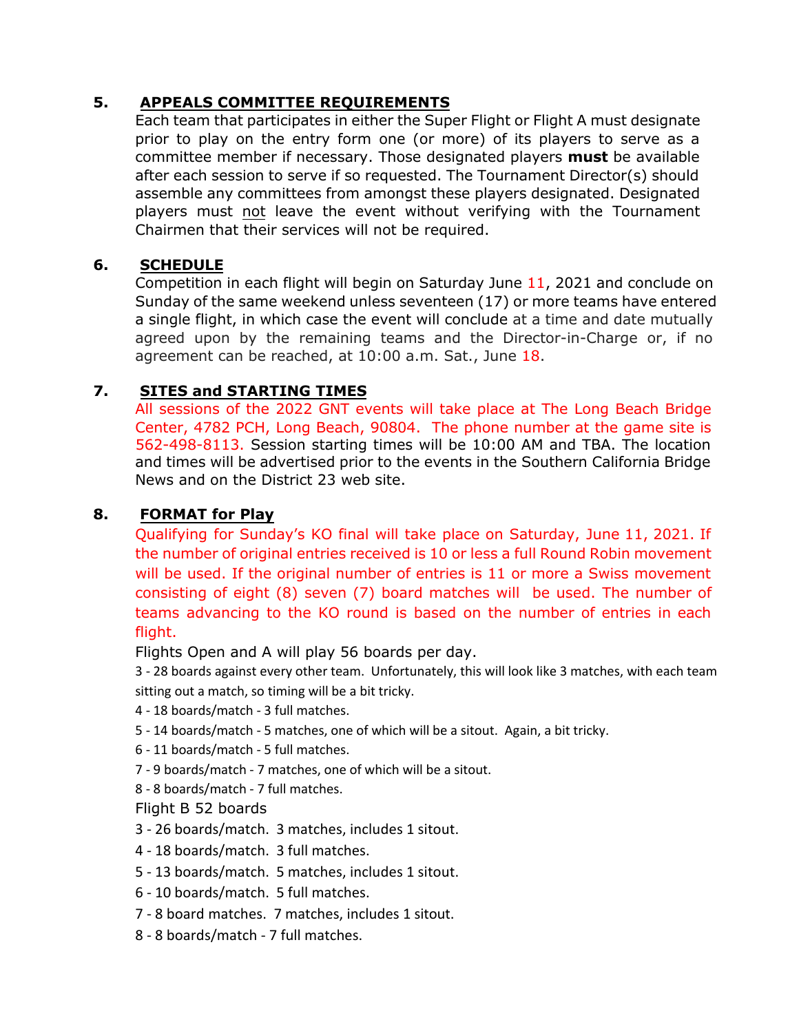## 5. APPEALS COMMITTEE REQUIREMENTS

Each team that participates in either the Super Flight or Flight A must designate prior to play on the entry form one (or more) of its players to serve as a committee member if necessary. Those designated players **must** be available after each session to serve if so requested. The Tournament Director(s) should assemble any committees from amongst these players designated. Designated players must not leave the event without verifying with the Tournament Chairmen that their services will not be required.

## 6. SCHEDULE

Competition in each flight will begin on Saturday June 11, 2021 and conclude on Sunday of the same weekend unless seventeen (17) or more teams have entered a single flight, in which case the event will conclude at a time and date mutually agreed upon by the remaining teams and the Director-in-Charge or, if no agreement can be reached, at 10:00 a.m. Sat., June 18.

## 7. SITES and STARTING TIMES

All sessions of the 2022 GNT events will take place at The Long Beach Bridge Center, 4782 PCH, Long Beach, 90804. The phone number at the game site is 562-498-8113. Session starting times will be 10:00 AM and TBA. The location and times will be advertised prior to the events in the Southern California Bridge News and on the District 23 web site.

## 8. FORMAT for Play

Qualifying for Sunday's KO final will take place on Saturday, June 11, 2021. If the number of original entries received is 10 or less a full Round Robin movement will be used. If the original number of entries is 11 or more a Swiss movement consisting of eight (8) seven (7) board matches will be used. The number of teams advancing to the KO round is based on the number of entries in each flight.

Flights Open and A will play 56 boards per day.

3 - 28 boards against every other team. Unfortunately, this will look like 3 matches, with each team sitting out a match, so timing will be a bit tricky.

4 - 18 boards/match - 3 full matches.

5 - 14 boards/match - 5 matches, one of which will be a sitout. Again, a bit tricky.

6 - 11 boards/match - 5 full matches.

7 - 9 boards/match - 7 matches, one of which will be a sitout.

8 - 8 boards/match - 7 full matches.

Flight B 52 boards

3 - 26 boards/match. 3 matches, includes 1 sitout.

4 - 18 boards/match. 3 full matches.

5 - 13 boards/match. 5 matches, includes 1 sitout.

6 - 10 boards/match. 5 full matches.

7 - 8 board matches. 7 matches, includes 1 sitout.

8 - 8 boards/match - 7 full matches.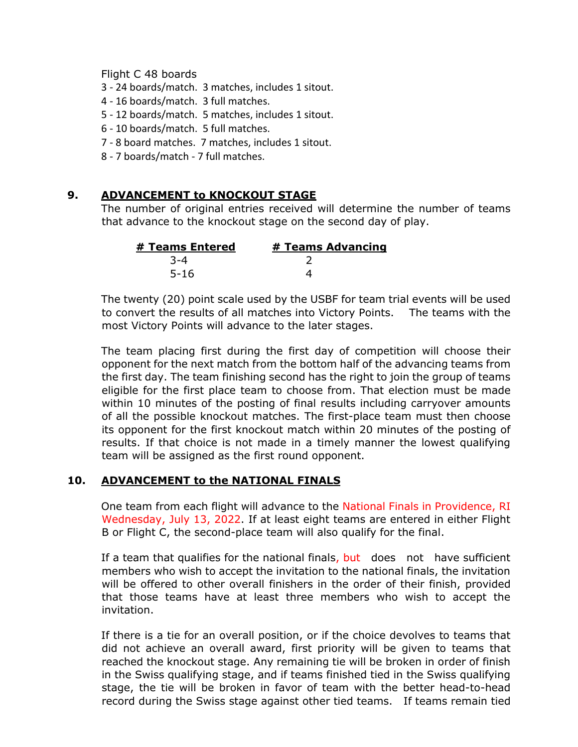Flight C 48 boards

3 - 24 boards/match. 3 matches, includes 1 sitout.
4 - 16 boards/match. 3 full matches.
5 - 12 boards/match. 5 matches, includes 1 sitout.
6 - 10 boards/match. 5 full matches.
7 - 8 board matches. 7 matches, includes 1 sitout.
8 - 7 boards/match - 7 full matches.

## 9. ADVANCEMENT to KNOCKOUT STAGE

The number of original entries received will determine the number of teams that advance to the knockout stage on the second day of play.

| # Teams Entered | # Teams Advancing |
|---|---|
| 3-4 | 2 |
| 5-16 | 4 |

The twenty (20) point scale used by the USBF for team trial events will be used to convert the results of all matches into Victory Points. The teams with the most Victory Points will advance to the later stages.

The team placing first during the first day of competition will choose their opponent for the next match from the bottom half of the advancing teams from the first day. The team finishing second has the right to join the group of teams eligible for the first place team to choose from. That election must be made within 10 minutes of the posting of final results including carryover amounts of all the possible knockout matches. The first-place team must then choose its opponent for the first knockout match within 20 minutes of the posting of results. If that choice is not made in a timely manner the lowest qualifying team will be assigned as the first round opponent.

## 10. ADVANCEMENT to the NATIONAL FINALS

One team from each flight will advance to the National Finals in Providence, RI Wednesday, July 13, 2022. If at least eight teams are entered in either Flight B or Flight C, the second-place team will also qualify for the final.

If a team that qualifies for the national finals, but does not have sufficient members who wish to accept the invitation to the national finals, the invitation will be offered to other overall finishers in the order of their finish, provided that those teams have at least three members who wish to accept the invitation.

If there is a tie for an overall position, or if the choice devolves to teams that did not achieve an overall award, first priority will be given to teams that reached the knockout stage. Any remaining tie will be broken in order of finish in the Swiss qualifying stage, and if teams finished tied in the Swiss qualifying stage, the tie will be broken in favor of team with the better head-to-head record during the Swiss stage against other tied teams. If teams remain tied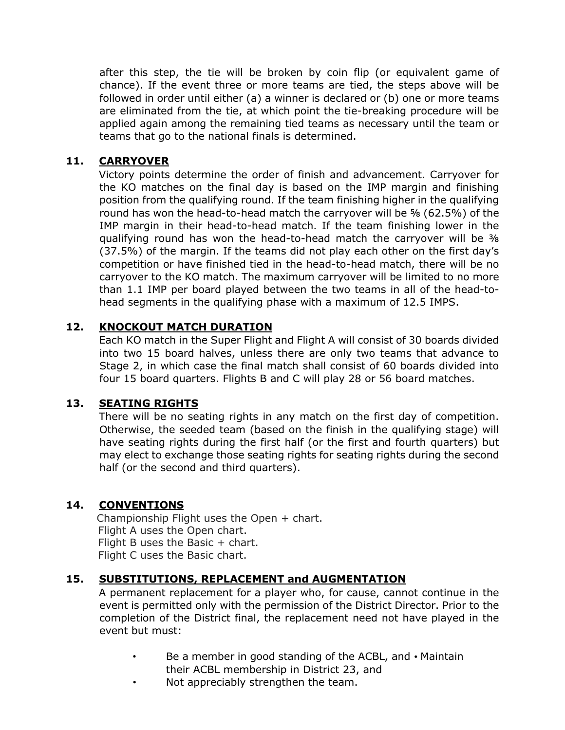after this step, the tie will be broken by coin flip (or equivalent game of chance). If the event three or more teams are tied, the steps above will be followed in order until either (a) a winner is declared or (b) one or more teams are eliminated from the tie, at which point the tie-breaking procedure will be applied again among the remaining tied teams as necessary until the team or teams that go to the national finals is determined.

## 11. CARRYOVER

Victory points determine the order of finish and advancement. Carryover for the KO matches on the final day is based on the IMP margin and finishing position from the qualifying round. If the team finishing higher in the qualifying round has won the head-to-head match the carryover will be ⅝ (62.5%) of the IMP margin in their head-to-head match. If the team finishing lower in the qualifying round has won the head-to-head match the carryover will be ⅜ (37.5%) of the margin. If the teams did not play each other on the first day's competition or have finished tied in the head-to-head match, there will be no carryover to the KO match. The maximum carryover will be limited to no more than 1.1 IMP per board played between the two teams in all of the head-to-head segments in the qualifying phase with a maximum of 12.5 IMPS.

## 12. KNOCKOUT MATCH DURATION

Each KO match in the Super Flight and Flight A will consist of 30 boards divided into two 15 board halves, unless there are only two teams that advance to Stage 2, in which case the final match shall consist of 60 boards divided into four 15 board quarters. Flights B and C will play 28 or 56 board matches.

## 13. SEATING RIGHTS

There will be no seating rights in any match on the first day of competition. Otherwise, the seeded team (based on the finish in the qualifying stage) will have seating rights during the first half (or the first and fourth quarters) but may elect to exchange those seating rights for seating rights during the second half (or the second and third quarters).

## 14. CONVENTIONS

Championship Flight uses the Open + chart.
Flight A uses the Open chart.
Flight B uses the Basic + chart.
Flight C uses the Basic chart.

## 15. SUBSTITUTIONS, REPLACEMENT and AUGMENTATION

A permanent replacement for a player who, for cause, cannot continue in the event is permitted only with the permission of the District Director. Prior to the completion of the District final, the replacement need not have played in the event but must:

- Be a member in good standing of the ACBL, and
- Maintain their ACBL membership in District 23, and
- Not appreciably strengthen the team.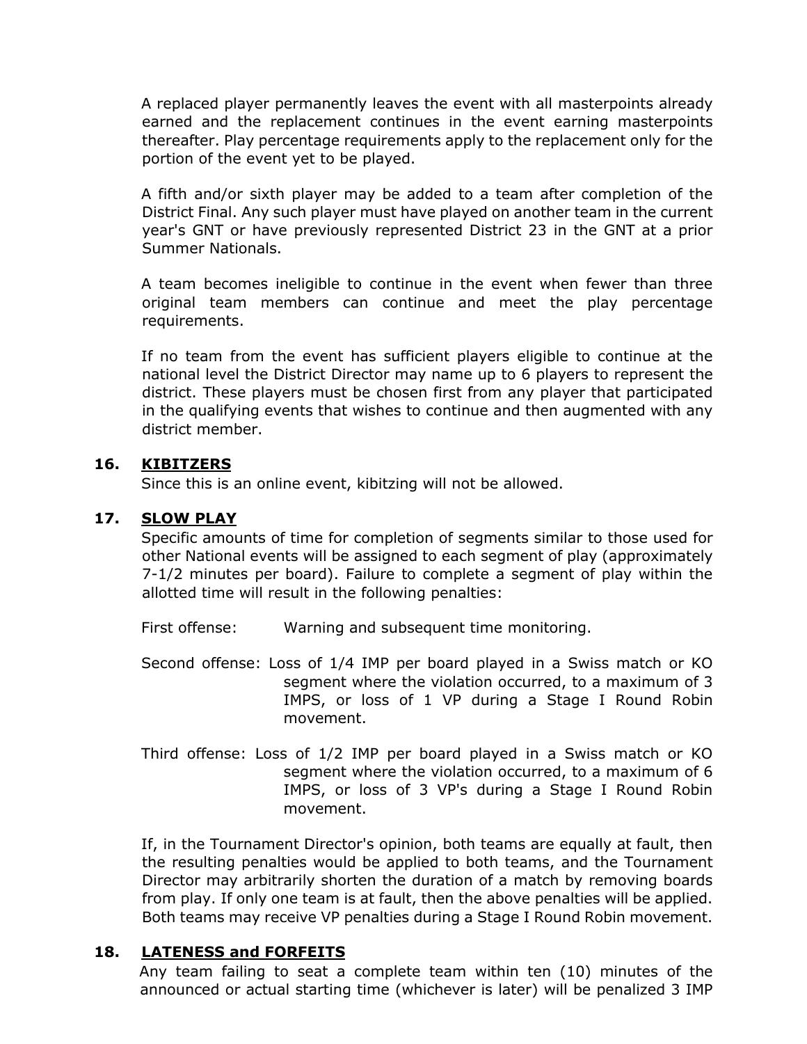A replaced player permanently leaves the event with all masterpoints already earned and the replacement continues in the event earning masterpoints thereafter. Play percentage requirements apply to the replacement only for the portion of the event yet to be played.

A fifth and/or sixth player may be added to a team after completion of the District Final. Any such player must have played on another team in the current year's GNT or have previously represented District 23 in the GNT at a prior Summer Nationals.

A team becomes ineligible to continue in the event when fewer than three original team members can continue and meet the play percentage requirements.

If no team from the event has sufficient players eligible to continue at the national level the District Director may name up to 6 players to represent the district. These players must be chosen first from any player that participated in the qualifying events that wishes to continue and then augmented with any district member.

## 16. KIBITZERS

Since this is an online event, kibitzing will not be allowed.

## 17. SLOW PLAY

Specific amounts of time for completion of segments similar to those used for other National events will be assigned to each segment of play (approximately 7-1/2 minutes per board). Failure to complete a segment of play within the allotted time will result in the following penalties:

First offense: Warning and subsequent time monitoring.

Second offense: Loss of 1/4 IMP per board played in a Swiss match or KO segment where the violation occurred, to a maximum of 3 IMPS, or loss of 1 VP during a Stage I Round Robin movement.

Third offense: Loss of 1/2 IMP per board played in a Swiss match or KO segment where the violation occurred, to a maximum of 6 IMPS, or loss of 3 VP's during a Stage I Round Robin movement.

If, in the Tournament Director's opinion, both teams are equally at fault, then the resulting penalties would be applied to both teams, and the Tournament Director may arbitrarily shorten the duration of a match by removing boards from play. If only one team is at fault, then the above penalties will be applied. Both teams may receive VP penalties during a Stage I Round Robin movement.

## 18. LATENESS and FORFEITS

Any team failing to seat a complete team within ten (10) minutes of the announced or actual starting time (whichever is later) will be penalized 3 IMP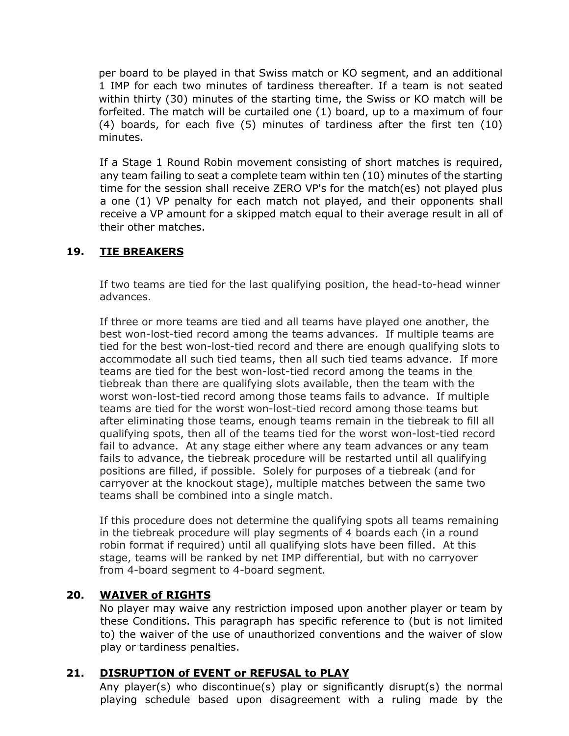per board to be played in that Swiss match or KO segment, and an additional 1 IMP for each two minutes of tardiness thereafter. If a team is not seated within thirty (30) minutes of the starting time, the Swiss or KO match will be forfeited. The match will be curtailed one (1) board, up to a maximum of four (4) boards, for each five (5) minutes of tardiness after the first ten (10) minutes.

If a Stage 1 Round Robin movement consisting of short matches is required, any team failing to seat a complete team within ten (10) minutes of the starting time for the session shall receive ZERO VP's for the match(es) not played plus a one (1) VP penalty for each match not played, and their opponents shall receive a VP amount for a skipped match equal to their average result in all of their other matches.

## 19. <u>TIE BREAKERS</u>

If two teams are tied for the last qualifying position, the head-to-head winner advances.

If three or more teams are tied and all teams have played one another, the best won-lost-tied record among the teams advances. If multiple teams are tied for the best won-lost-tied record and there are enough qualifying slots to accommodate all such tied teams, then all such tied teams advance. If more teams are tied for the best won-lost-tied record among the teams in the tiebreak than there are qualifying slots available, then the team with the worst won-lost-tied record among those teams fails to advance. If multiple teams are tied for the worst won-lost-tied record among those teams but after eliminating those teams, enough teams remain in the tiebreak to fill all qualifying spots, then all of the teams tied for the worst won-lost-tied record fail to advance. At any stage either where any team advances or any team fails to advance, the tiebreak procedure will be restarted until all qualifying positions are filled, if possible. Solely for purposes of a tiebreak (and for carryover at the knockout stage), multiple matches between the same two teams shall be combined into a single match.

If this procedure does not determine the qualifying spots all teams remaining in the tiebreak procedure will play segments of 4 boards each (in a round robin format if required) until all qualifying slots have been filled. At this stage, teams will be ranked by net IMP differential, but with no carryover from 4-board segment to 4-board segment.

## 20. <u>WAIVER of RIGHTS</u>

No player may waive any restriction imposed upon another player or team by these Conditions. This paragraph has specific reference to (but is not limited to) the waiver of the use of unauthorized conventions and the waiver of slow play or tardiness penalties.

## 21. <u>DISRUPTION of EVENT or REFUSAL to PLAY</u>

Any player(s) who discontinue(s) play or significantly disrupt(s) the normal playing schedule based upon disagreement with a ruling made by the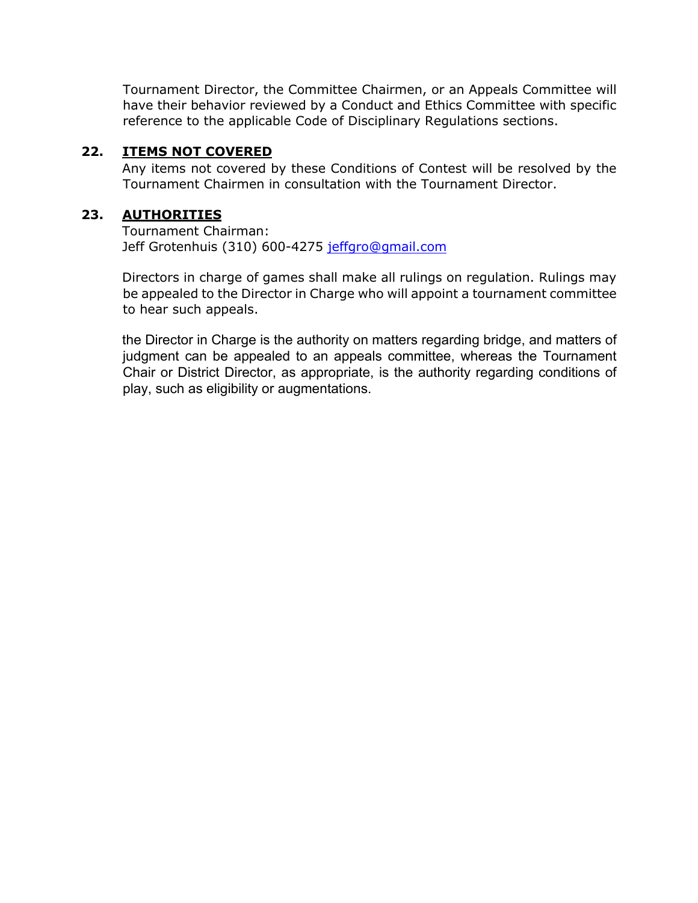Tournament Director, the Committee Chairmen, or an Appeals Committee will have their behavior reviewed by a Conduct and Ethics Committee with specific reference to the applicable Code of Disciplinary Regulations sections.

## 22. ITEMS NOT COVERED

Any items not covered by these Conditions of Contest will be resolved by the Tournament Chairmen in consultation with the Tournament Director.

## 23. AUTHORITIES

Tournament Chairman:
Jeff Grotenhuis (310) 600-4275 jeffgro@gmail.com

Directors in charge of games shall make all rulings on regulation. Rulings may be appealed to the Director in Charge who will appoint a tournament committee to hear such appeals.

the Director in Charge is the authority on matters regarding bridge, and matters of judgment can be appealed to an appeals committee, whereas the Tournament Chair or District Director, as appropriate, is the authority regarding conditions of play, such as eligibility or augmentations.